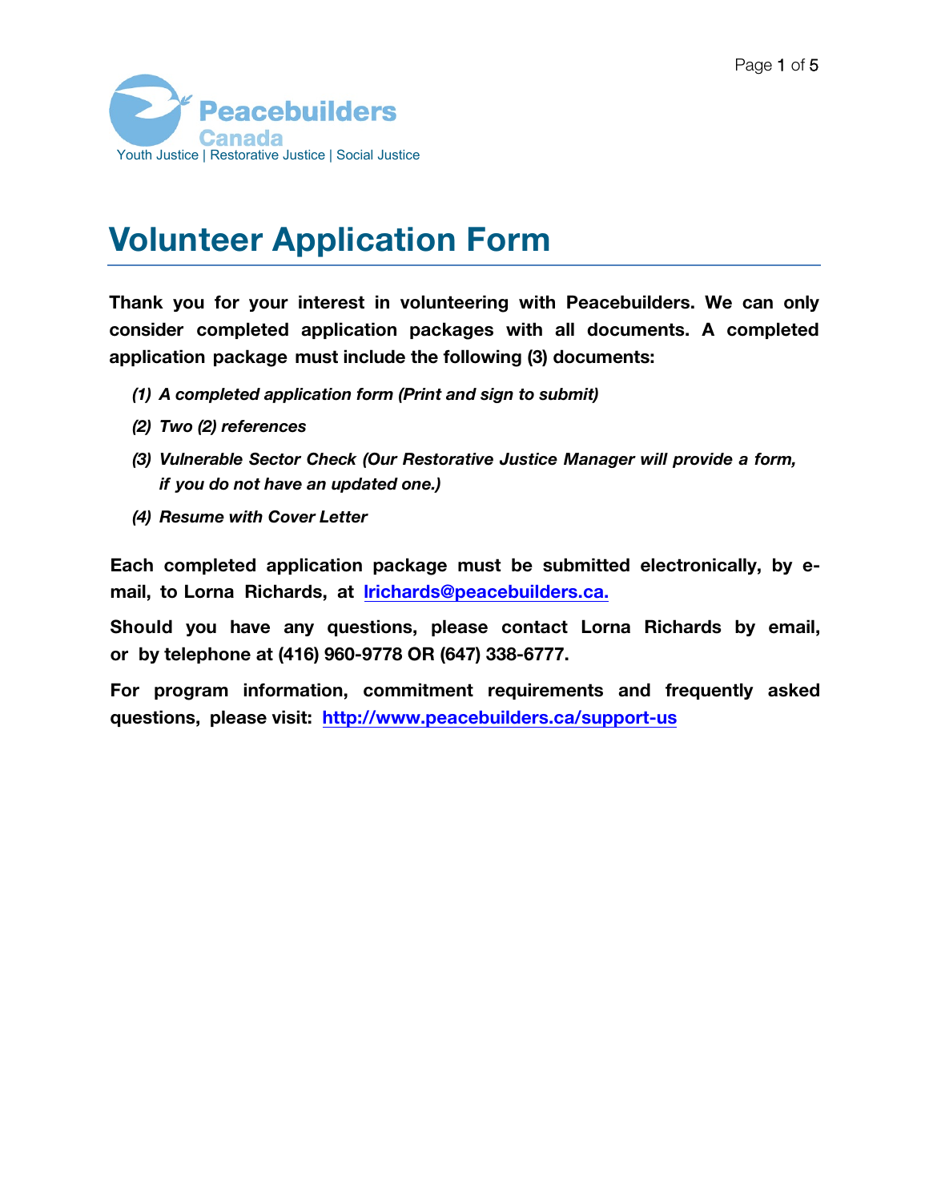Peacebuilders Canada

Youth Justice | Restorative Justice | Social Justice

# Volunteer Application Form

**Thank you for your interest in volunteering with Peacebuilders. We can only consider completed application packages with all documents. A completed application package must include the following (3) documents:**

*(1) A completed application form (Print and sign to submit)*

*(2) Two (2) references*

*(3) Vulnerable Sector Check (Our Restorative Justice Manager will provide a form, if you do not have an updated one.)*

*(4) Resume with Cover Letter*

**Each completed application package must be submitted electronically, by e-mail, to Lorna Richards, at lrichards@peacebuilders.ca.**

**Should you have any questions, please contact Lorna Richards by email, or by telephone at (416) 960-9778 OR (647) 338-6777.**

**For program information, commitment requirements and frequently asked questions, please visit: http://www.peacebuilders.ca/support-us**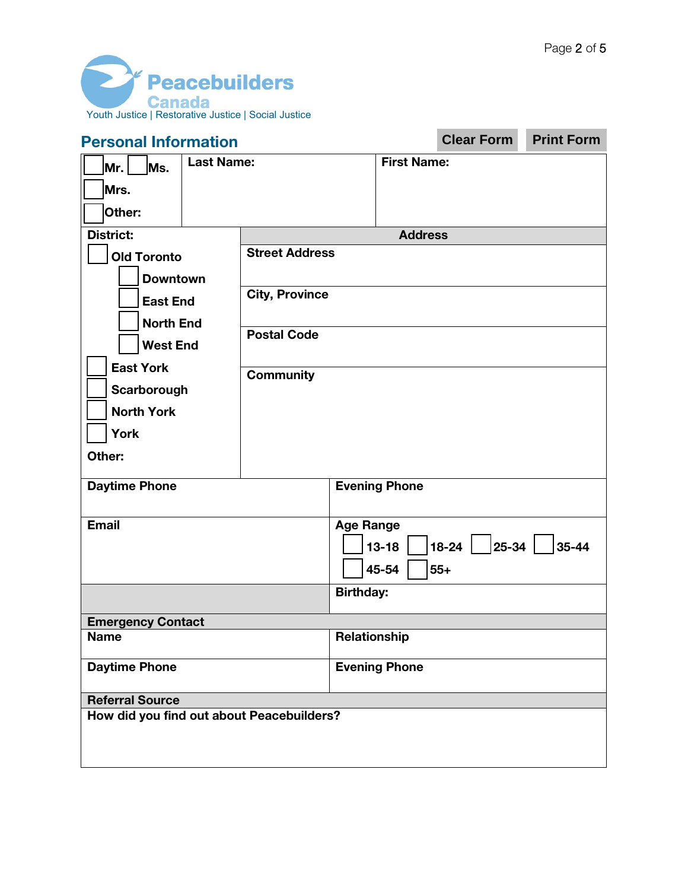Peacebuilders Canada

Youth Justice | Restorative Justice | Social Justice

## Personal Information

Clear Form | Print Form

| ☐ Mr. ☐ Ms. ☐ Mrs. ☐ Other: | Last Name: | First Name: |
|---|---|---|

| District: | Address |
|---|---|
| ☐ Old Toronto | Street Address |
| ☐ Downtown | |
| ☐ East End | City, Province |
| ☐ North End | |
| ☐ West End | Postal Code |
| ☐ East York | Community |
| ☐ Scarborough | |
| ☐ North York | |
| ☐ York | |
| Other: | |

| Daytime Phone | Evening Phone |
|---|---|
| Email | Age Range: ☐ 13-18 ☐ 18-24 ☐ 25-34 ☐ 35-44 ☐ 45-54 ☐ 55+ |
| | Birthday: |

**Emergency Contact**

| Name | Relationship |
|---|---|
| Daytime Phone | Evening Phone |

**Referral Source**

How did you find out about Peacebuilders?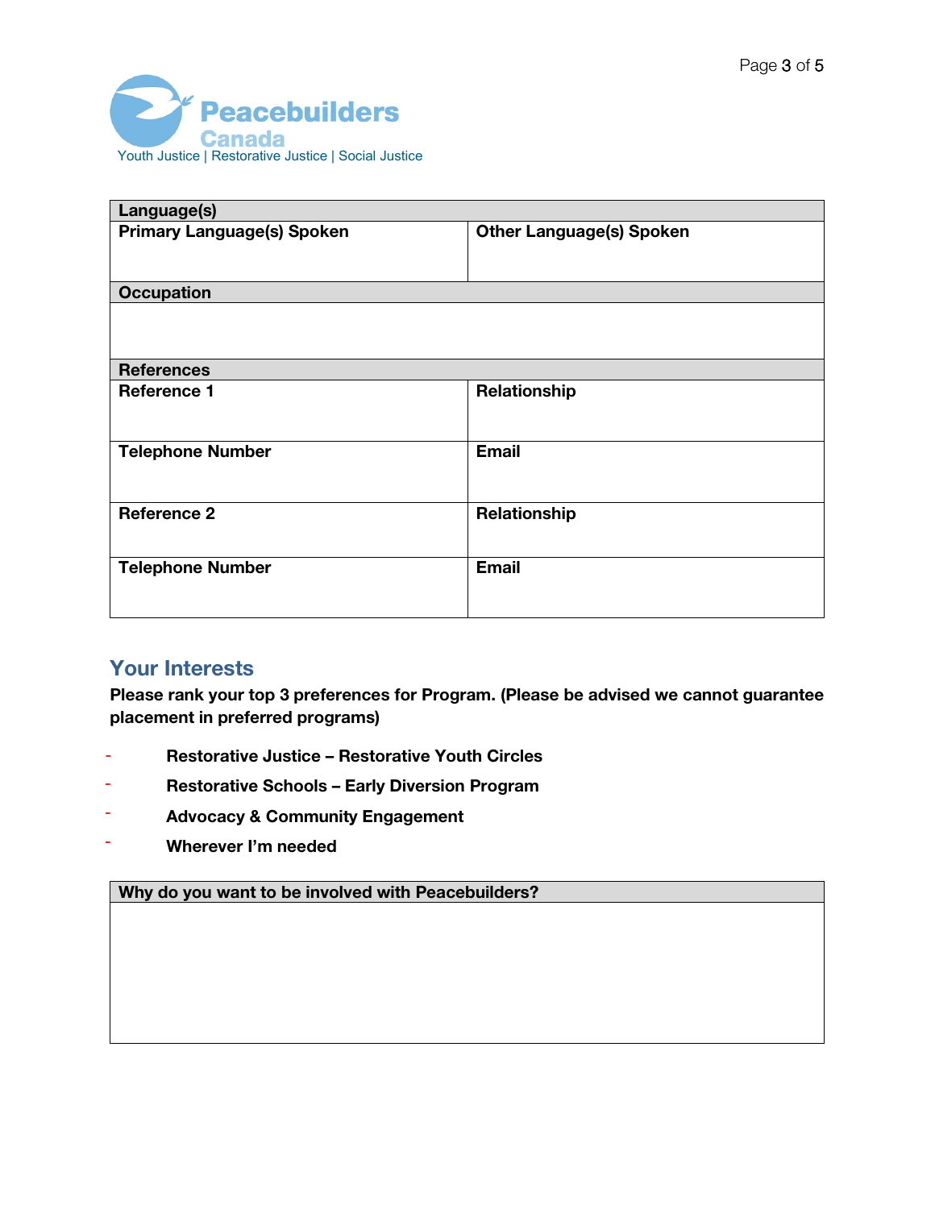Peacebuilders Canada
Youth Justice | Restorative Justice | Social Justice

| Language(s) | |
|---|---|
| Primary Language(s) Spoken | Other Language(s) Spoken |
| **Occupation** | |
| | |
| **References** | |
| Reference 1 | Relationship |
| Telephone Number | Email |
| Reference 2 | Relationship |
| Telephone Number | Email |

## Your Interests

**Please rank your top 3 preferences for Program. (Please be advised we cannot guarantee placement in preferred programs)**

- **Restorative Justice – Restorative Youth Circles**
- **Restorative Schools – Early Diversion Program**
- **Advocacy & Community Engagement**
- **Wherever I'm needed**

| Why do you want to be involved with Peacebuilders? |
|---|
| |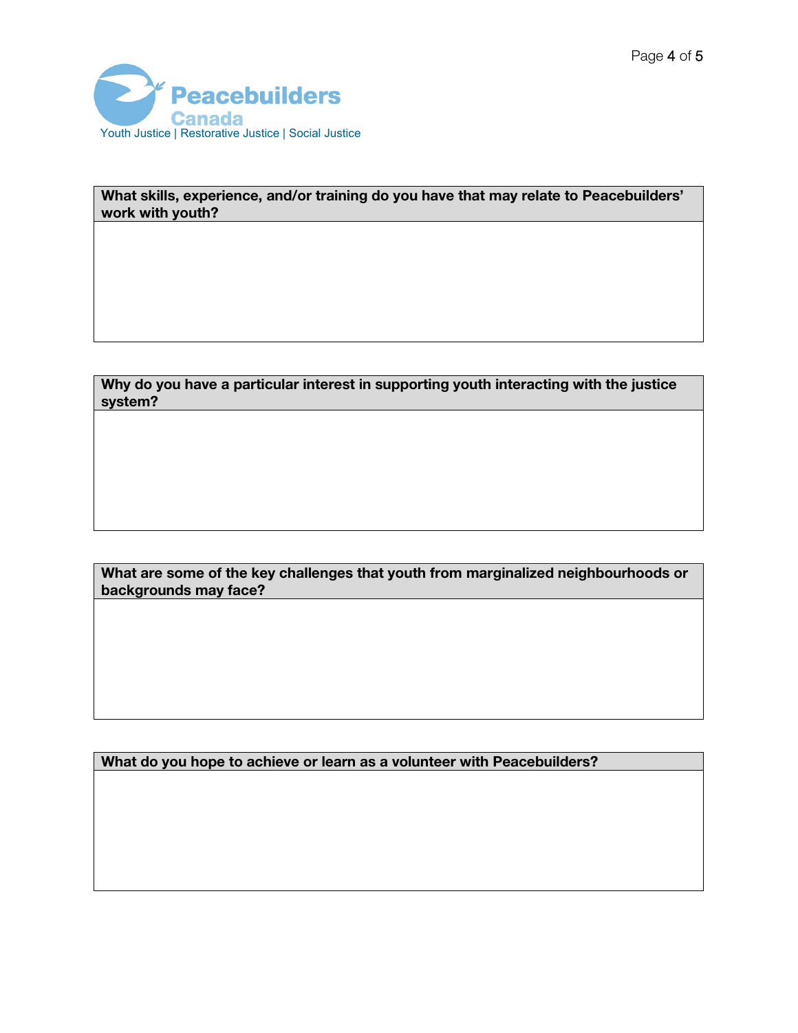Peacebuilders Canada

Youth Justice | Restorative Justice | Social Justice

| What skills, experience, and/or training do you have that may relate to Peacebuilders' work with youth? |
| --- |
| |

| Why do you have a particular interest in supporting youth interacting with the justice system? |
| --- |
| |

| What are some of the key challenges that youth from marginalized neighbourhoods or backgrounds may face? |
| --- |
| |

| What do you hope to achieve or learn as a volunteer with Peacebuilders? |
| --- |
| |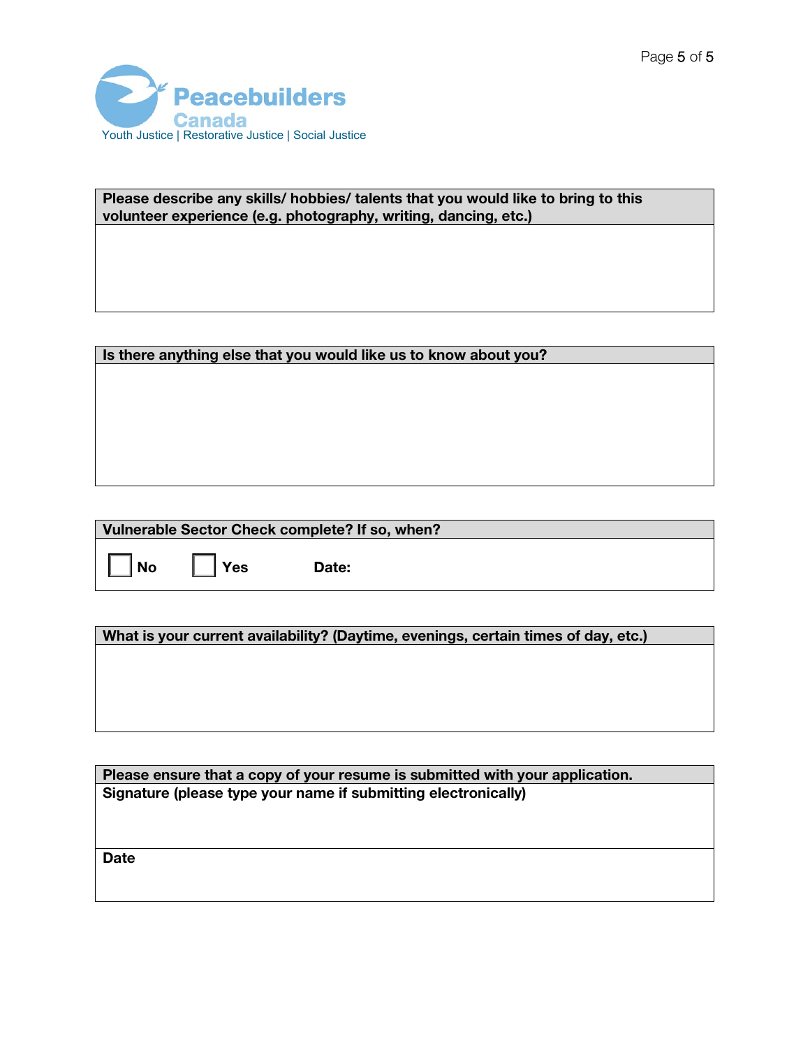Peacebuilders Canada

Youth Justice | Restorative Justice | Social Justice

| **Please describe any skills/ hobbies/ talents that you would like to bring to this volunteer experience (e.g. photography, writing, dancing, etc.)** |
| --- |
| |

| **Is there anything else that you would like us to know about you?** |
| --- |
| |

| **Vulnerable Sector Check complete? If so, when?** |
| --- |
| ☐ **No** ☐ **Yes** **Date:** |

| **What is your current availability? (Daytime, evenings, certain times of day, etc.)** |
| --- |
| |

| **Please ensure that a copy of your resume is submitted with your application.** |
| --- |
| **Signature (please type your name if submitting electronically)** |
| **Date** |